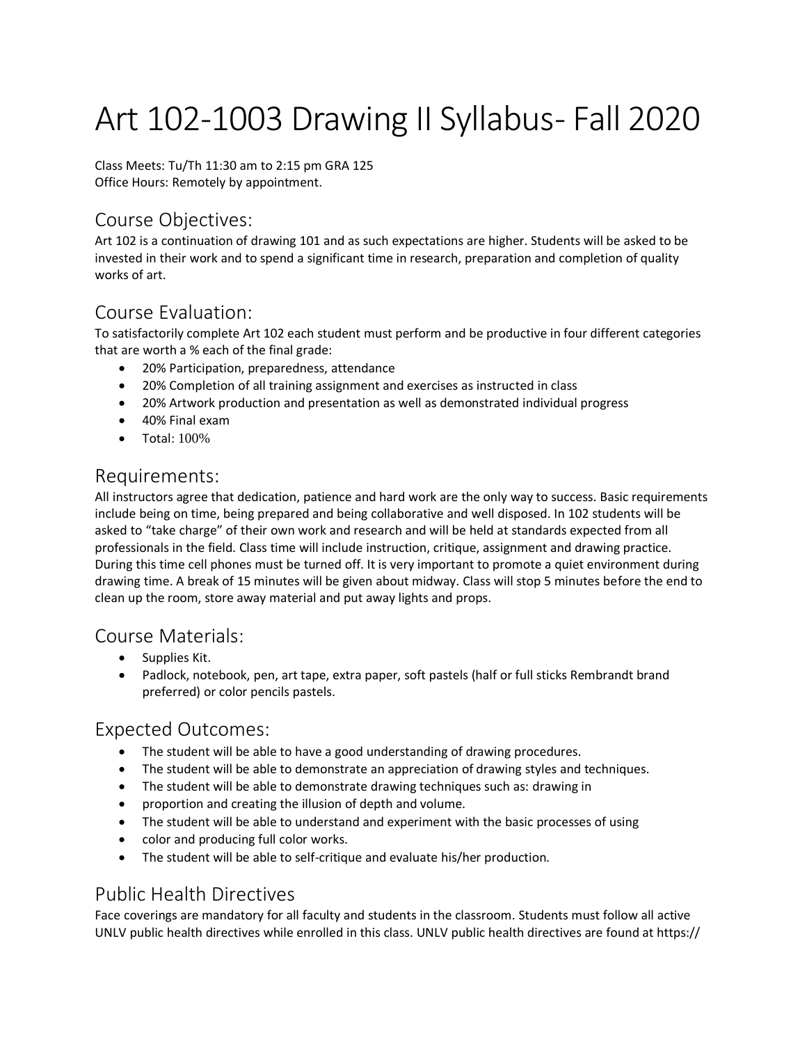# Art 102-1003 Drawing II Syllabus- Fall 2020

Class Meets: Tu/Th 11:30 am to 2:15 pm GRA 125
Office Hours: Remotely by appointment.

## Course Objectives:

Art 102 is a continuation of drawing 101 and as such expectations are higher. Students will be asked to be invested in their work and to spend a significant time in research, preparation and completion of quality works of art.

## Course Evaluation:

To satisfactorily complete Art 102 each student must perform and be productive in four different categories that are worth a % each of the final grade:

- 20% Participation, preparedness, attendance
- 20% Completion of all training assignment and exercises as instructed in class
- 20% Artwork production and presentation as well as demonstrated individual progress
- 40% Final exam
- Total: 100%

## Requirements:

All instructors agree that dedication, patience and hard work are the only way to success. Basic requirements include being on time, being prepared and being collaborative and well disposed. In 102 students will be asked to "take charge" of their own work and research and will be held at standards expected from all professionals in the field. Class time will include instruction, critique, assignment and drawing practice. During this time cell phones must be turned off. It is very important to promote a quiet environment during drawing time. A break of 15 minutes will be given about midway. Class will stop 5 minutes before the end to clean up the room, store away material and put away lights and props.

## Course Materials:

- Supplies Kit.
- Padlock, notebook, pen, art tape, extra paper, soft pastels (half or full sticks Rembrandt brand preferred) or color pencils pastels.

## Expected Outcomes:

- The student will be able to have a good understanding of drawing procedures.
- The student will be able to demonstrate an appreciation of drawing styles and techniques.
- The student will be able to demonstrate drawing techniques such as: drawing in
- proportion and creating the illusion of depth and volume.
- The student will be able to understand and experiment with the basic processes of using
- color and producing full color works.
- The student will be able to self-critique and evaluate his/her production.

## Public Health Directives

Face coverings are mandatory for all faculty and students in the classroom. Students must follow all active UNLV public health directives while enrolled in this class. UNLV public health directives are found at https://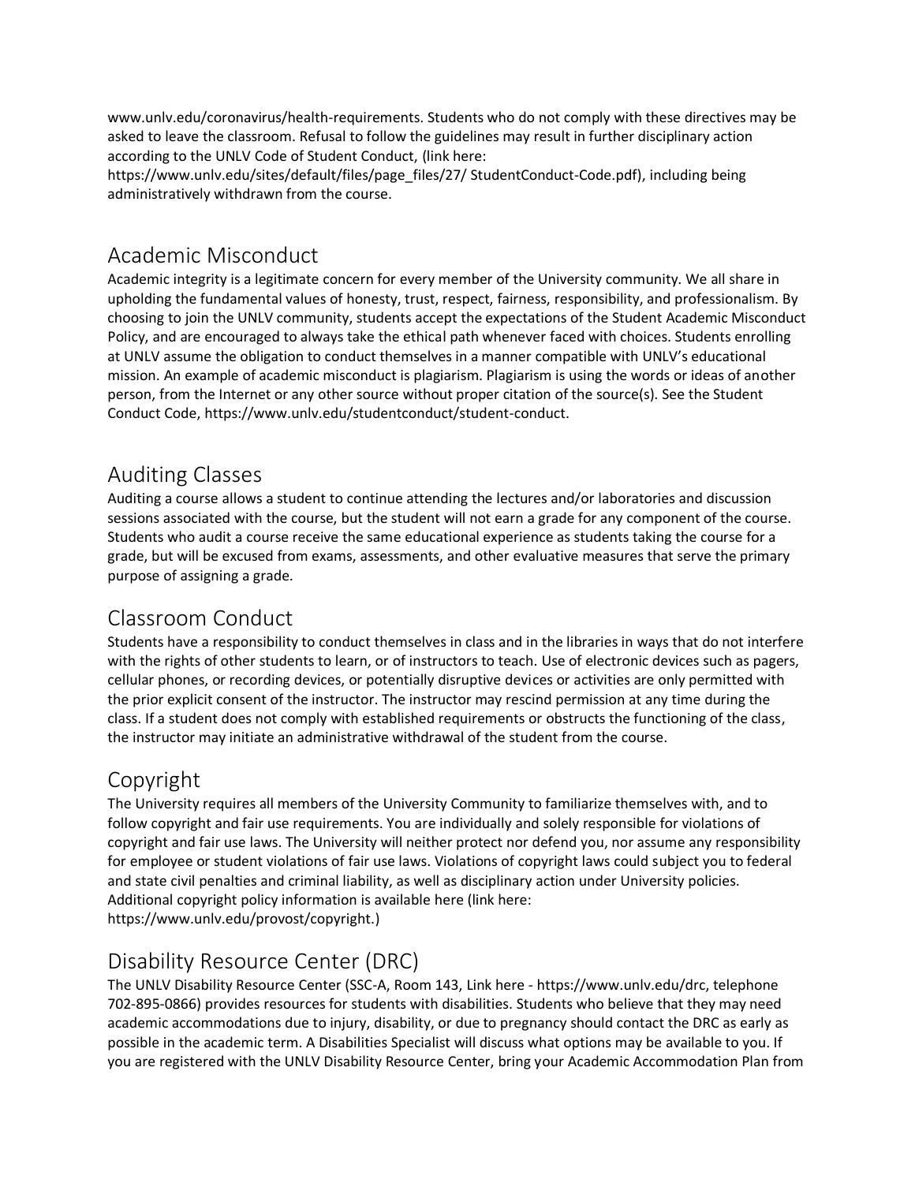www.unlv.edu/coronavirus/health-requirements. Students who do not comply with these directives may be asked to leave the classroom. Refusal to follow the guidelines may result in further disciplinary action according to the UNLV Code of Student Conduct, (link here: https://www.unlv.edu/sites/default/files/page_files/27/ StudentConduct-Code.pdf), including being administratively withdrawn from the course.

## Academic Misconduct

Academic integrity is a legitimate concern for every member of the University community. We all share in upholding the fundamental values of honesty, trust, respect, fairness, responsibility, and professionalism. By choosing to join the UNLV community, students accept the expectations of the Student Academic Misconduct Policy, and are encouraged to always take the ethical path whenever faced with choices. Students enrolling at UNLV assume the obligation to conduct themselves in a manner compatible with UNLV's educational mission. An example of academic misconduct is plagiarism. Plagiarism is using the words or ideas of another person, from the Internet or any other source without proper citation of the source(s). See the Student Conduct Code, https://www.unlv.edu/studentconduct/student-conduct.

## Auditing Classes

Auditing a course allows a student to continue attending the lectures and/or laboratories and discussion sessions associated with the course, but the student will not earn a grade for any component of the course. Students who audit a course receive the same educational experience as students taking the course for a grade, but will be excused from exams, assessments, and other evaluative measures that serve the primary purpose of assigning a grade.

## Classroom Conduct

Students have a responsibility to conduct themselves in class and in the libraries in ways that do not interfere with the rights of other students to learn, or of instructors to teach. Use of electronic devices such as pagers, cellular phones, or recording devices, or potentially disruptive devices or activities are only permitted with the prior explicit consent of the instructor. The instructor may rescind permission at any time during the class. If a student does not comply with established requirements or obstructs the functioning of the class, the instructor may initiate an administrative withdrawal of the student from the course.

## Copyright

The University requires all members of the University Community to familiarize themselves with, and to follow copyright and fair use requirements. You are individually and solely responsible for violations of copyright and fair use laws. The University will neither protect nor defend you, nor assume any responsibility for employee or student violations of fair use laws. Violations of copyright laws could subject you to federal and state civil penalties and criminal liability, as well as disciplinary action under University policies. Additional copyright policy information is available here (link here: https://www.unlv.edu/provost/copyright.)

## Disability Resource Center (DRC)

The UNLV Disability Resource Center (SSC-A, Room 143, Link here - https://www.unlv.edu/drc, telephone 702-895-0866) provides resources for students with disabilities. Students who believe that they may need academic accommodations due to injury, disability, or due to pregnancy should contact the DRC as early as possible in the academic term. A Disabilities Specialist will discuss what options may be available to you. If you are registered with the UNLV Disability Resource Center, bring your Academic Accommodation Plan from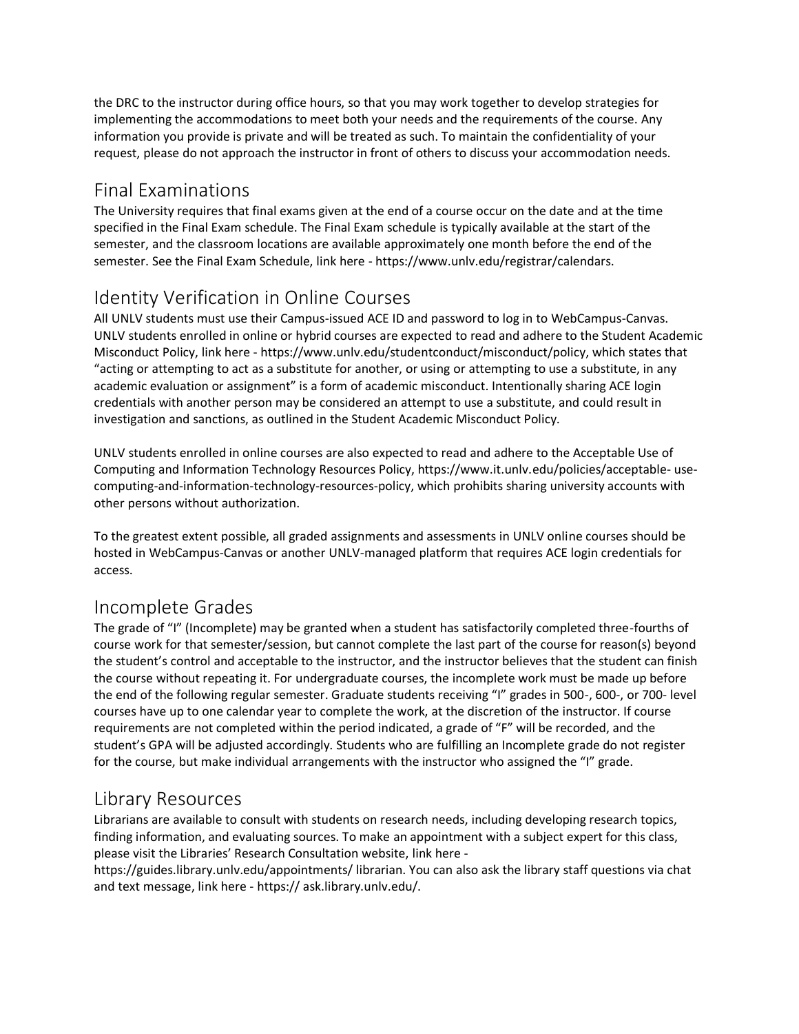the DRC to the instructor during office hours, so that you may work together to develop strategies for implementing the accommodations to meet both your needs and the requirements of the course. Any information you provide is private and will be treated as such. To maintain the confidentiality of your request, please do not approach the instructor in front of others to discuss your accommodation needs.

## Final Examinations

The University requires that final exams given at the end of a course occur on the date and at the time specified in the Final Exam schedule. The Final Exam schedule is typically available at the start of the semester, and the classroom locations are available approximately one month before the end of the semester. See the Final Exam Schedule, link here - https://www.unlv.edu/registrar/calendars.

## Identity Verification in Online Courses

All UNLV students must use their Campus-issued ACE ID and password to log in to WebCampus-Canvas. UNLV students enrolled in online or hybrid courses are expected to read and adhere to the Student Academic Misconduct Policy, link here - https://www.unlv.edu/studentconduct/misconduct/policy, which states that "acting or attempting to act as a substitute for another, or using or attempting to use a substitute, in any academic evaluation or assignment" is a form of academic misconduct. Intentionally sharing ACE login credentials with another person may be considered an attempt to use a substitute, and could result in investigation and sanctions, as outlined in the Student Academic Misconduct Policy.

UNLV students enrolled in online courses are also expected to read and adhere to the Acceptable Use of Computing and Information Technology Resources Policy, https://www.it.unlv.edu/policies/acceptable- use-computing-and-information-technology-resources-policy, which prohibits sharing university accounts with other persons without authorization.

To the greatest extent possible, all graded assignments and assessments in UNLV online courses should be hosted in WebCampus-Canvas or another UNLV-managed platform that requires ACE login credentials for access.

## Incomplete Grades

The grade of "I" (Incomplete) may be granted when a student has satisfactorily completed three-fourths of course work for that semester/session, but cannot complete the last part of the course for reason(s) beyond the student's control and acceptable to the instructor, and the instructor believes that the student can finish the course without repeating it. For undergraduate courses, the incomplete work must be made up before the end of the following regular semester. Graduate students receiving "I" grades in 500-, 600-, or 700- level courses have up to one calendar year to complete the work, at the discretion of the instructor. If course requirements are not completed within the period indicated, a grade of "F" will be recorded, and the student's GPA will be adjusted accordingly. Students who are fulfilling an Incomplete grade do not register for the course, but make individual arrangements with the instructor who assigned the "I" grade.

## Library Resources

Librarians are available to consult with students on research needs, including developing research topics, finding information, and evaluating sources. To make an appointment with a subject expert for this class, please visit the Libraries' Research Consultation website, link here - https://guides.library.unlv.edu/appointments/ librarian. You can also ask the library staff questions via chat and text message, link here - https:// ask.library.unlv.edu/.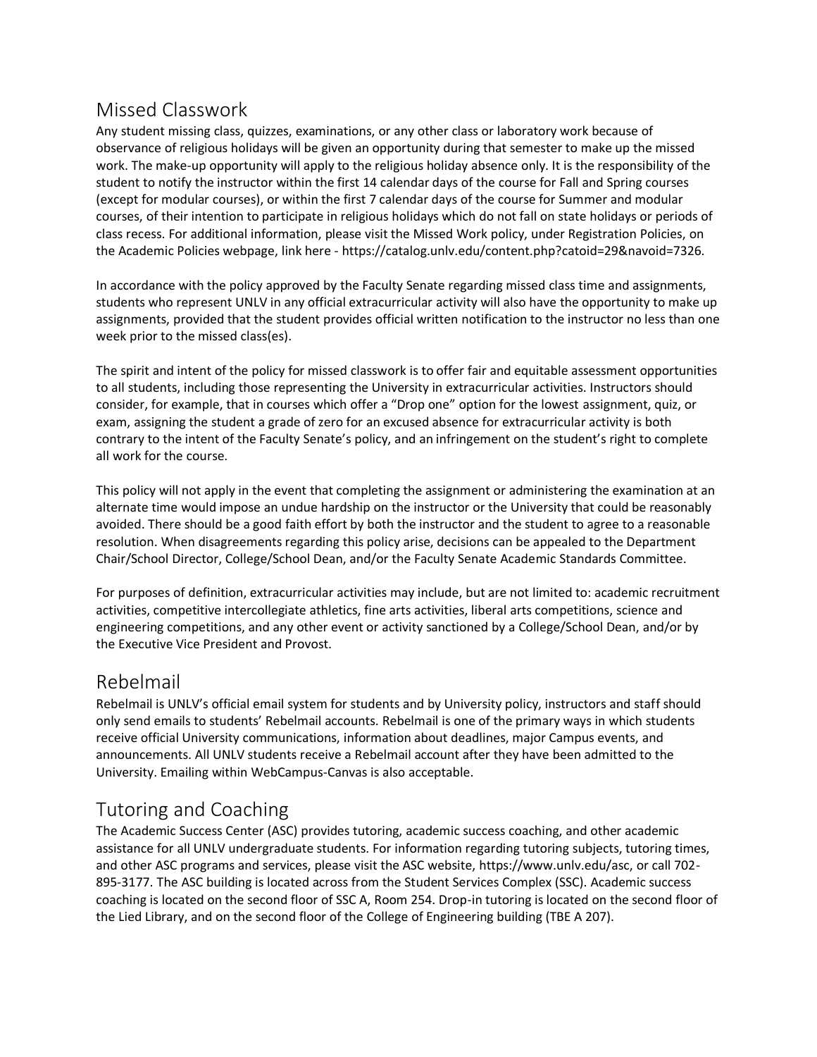## Missed Classwork

Any student missing class, quizzes, examinations, or any other class or laboratory work because of observance of religious holidays will be given an opportunity during that semester to make up the missed work. The make-up opportunity will apply to the religious holiday absence only. It is the responsibility of the student to notify the instructor within the first 14 calendar days of the course for Fall and Spring courses (except for modular courses), or within the first 7 calendar days of the course for Summer and modular courses, of their intention to participate in religious holidays which do not fall on state holidays or periods of class recess. For additional information, please visit the Missed Work policy, under Registration Policies, on the Academic Policies webpage, link here - https://catalog.unlv.edu/content.php?catoid=29&navoid=7326.

In accordance with the policy approved by the Faculty Senate regarding missed class time and assignments, students who represent UNLV in any official extracurricular activity will also have the opportunity to make up assignments, provided that the student provides official written notification to the instructor no less than one week prior to the missed class(es).

The spirit and intent of the policy for missed classwork is to offer fair and equitable assessment opportunities to all students, including those representing the University in extracurricular activities. Instructors should consider, for example, that in courses which offer a "Drop one" option for the lowest assignment, quiz, or exam, assigning the student a grade of zero for an excused absence for extracurricular activity is both contrary to the intent of the Faculty Senate's policy, and an infringement on the student's right to complete all work for the course.

This policy will not apply in the event that completing the assignment or administering the examination at an alternate time would impose an undue hardship on the instructor or the University that could be reasonably avoided. There should be a good faith effort by both the instructor and the student to agree to a reasonable resolution. When disagreements regarding this policy arise, decisions can be appealed to the Department Chair/School Director, College/School Dean, and/or the Faculty Senate Academic Standards Committee.

For purposes of definition, extracurricular activities may include, but are not limited to: academic recruitment activities, competitive intercollegiate athletics, fine arts activities, liberal arts competitions, science and engineering competitions, and any other event or activity sanctioned by a College/School Dean, and/or by the Executive Vice President and Provost.

## Rebelmail

Rebelmail is UNLV's official email system for students and by University policy, instructors and staff should only send emails to students' Rebelmail accounts. Rebelmail is one of the primary ways in which students receive official University communications, information about deadlines, major Campus events, and announcements. All UNLV students receive a Rebelmail account after they have been admitted to the University. Emailing within WebCampus-Canvas is also acceptable.

## Tutoring and Coaching

The Academic Success Center (ASC) provides tutoring, academic success coaching, and other academic assistance for all UNLV undergraduate students. For information regarding tutoring subjects, tutoring times, and other ASC programs and services, please visit the ASC website, https://www.unlv.edu/asc, or call 702-895-3177. The ASC building is located across from the Student Services Complex (SSC). Academic success coaching is located on the second floor of SSC A, Room 254. Drop-in tutoring is located on the second floor of the Lied Library, and on the second floor of the College of Engineering building (TBE A 207).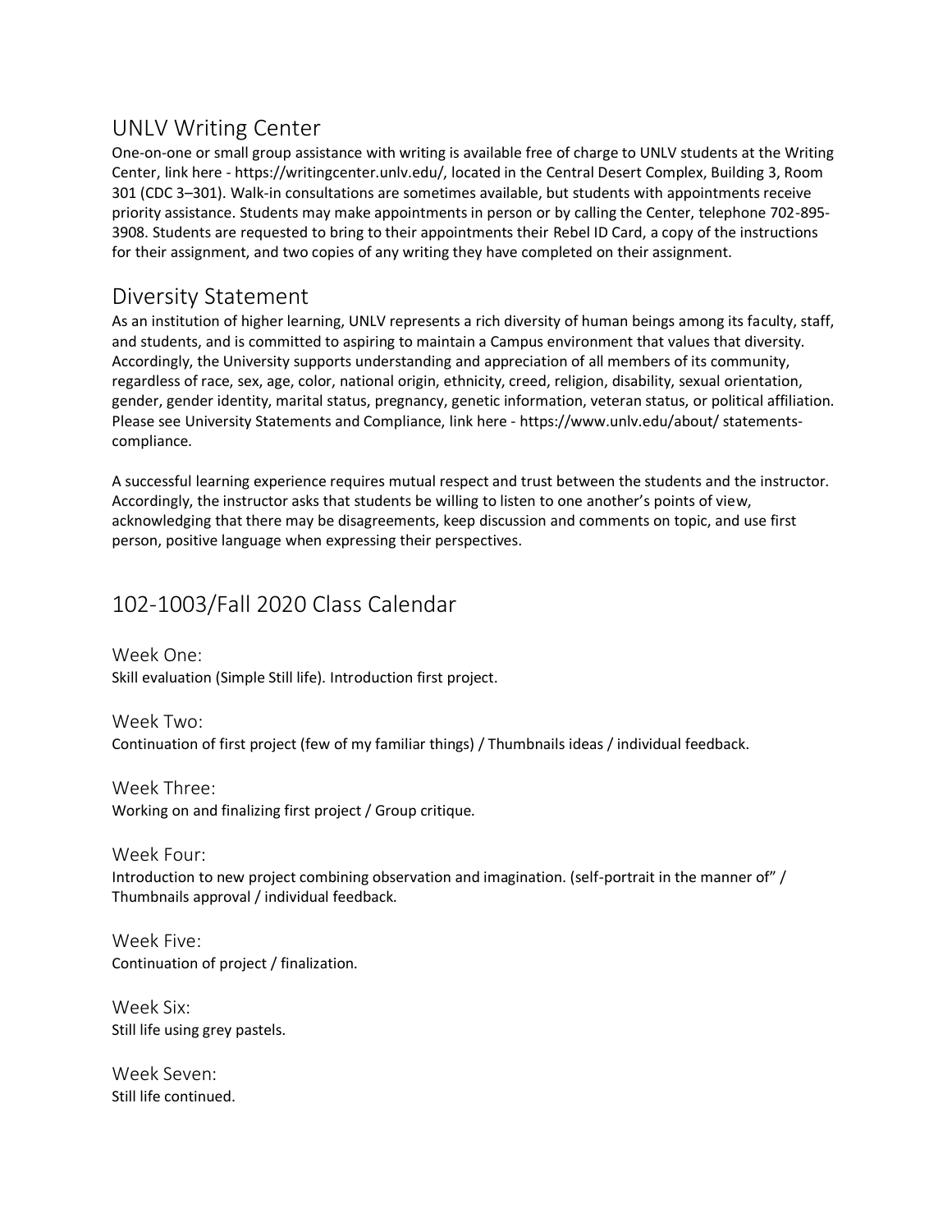## UNLV Writing Center

One-on-one or small group assistance with writing is available free of charge to UNLV students at the Writing Center, link here - https://writingcenter.unlv.edu/, located in the Central Desert Complex, Building 3, Room 301 (CDC 3–301). Walk-in consultations are sometimes available, but students with appointments receive priority assistance. Students may make appointments in person or by calling the Center, telephone 702-895-3908. Students are requested to bring to their appointments their Rebel ID Card, a copy of the instructions for their assignment, and two copies of any writing they have completed on their assignment.

## Diversity Statement

As an institution of higher learning, UNLV represents a rich diversity of human beings among its faculty, staff, and students, and is committed to aspiring to maintain a Campus environment that values that diversity. Accordingly, the University supports understanding and appreciation of all members of its community, regardless of race, sex, age, color, national origin, ethnicity, creed, religion, disability, sexual orientation, gender, gender identity, marital status, pregnancy, genetic information, veteran status, or political affiliation. Please see University Statements and Compliance, link here - https://www.unlv.edu/about/ statements-compliance.

A successful learning experience requires mutual respect and trust between the students and the instructor. Accordingly, the instructor asks that students be willing to listen to one another's points of view, acknowledging that there may be disagreements, keep discussion and comments on topic, and use first person, positive language when expressing their perspectives.

## 102-1003/Fall 2020 Class Calendar

### Week One:

Skill evaluation (Simple Still life). Introduction first project.

### Week Two:

Continuation of first project (few of my familiar things) / Thumbnails ideas / individual feedback.

### Week Three:

Working on and finalizing first project / Group critique.

### Week Four:

Introduction to new project combining observation and imagination. (self-portrait in the manner of" / Thumbnails approval / individual feedback.

### Week Five:

Continuation of project / finalization.

### Week Six:

Still life using grey pastels.

### Week Seven:

Still life continued.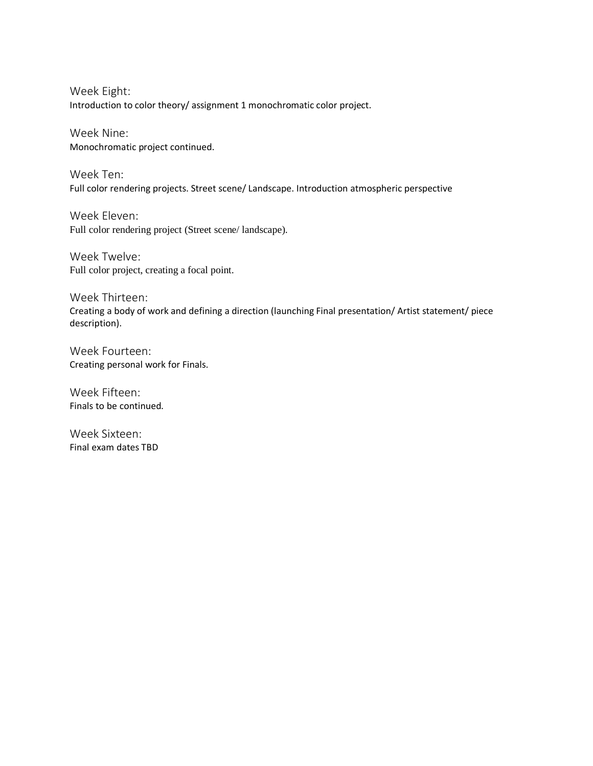### Week Eight:

Introduction to color theory/ assignment 1 monochromatic color project.

### Week Nine:

Monochromatic project continued.

### Week Ten:

Full color rendering projects. Street scene/ Landscape. Introduction atmospheric perspective

### Week Eleven:

Full color rendering project (Street scene/ landscape).

### Week Twelve:

Full color project, creating a focal point.

### Week Thirteen:

Creating a body of work and defining a direction (launching Final presentation/ Artist statement/ piece description).

### Week Fourteen:

Creating personal work for Finals.

### Week Fifteen:

Finals to be continued.

### Week Sixteen:

Final exam dates TBD